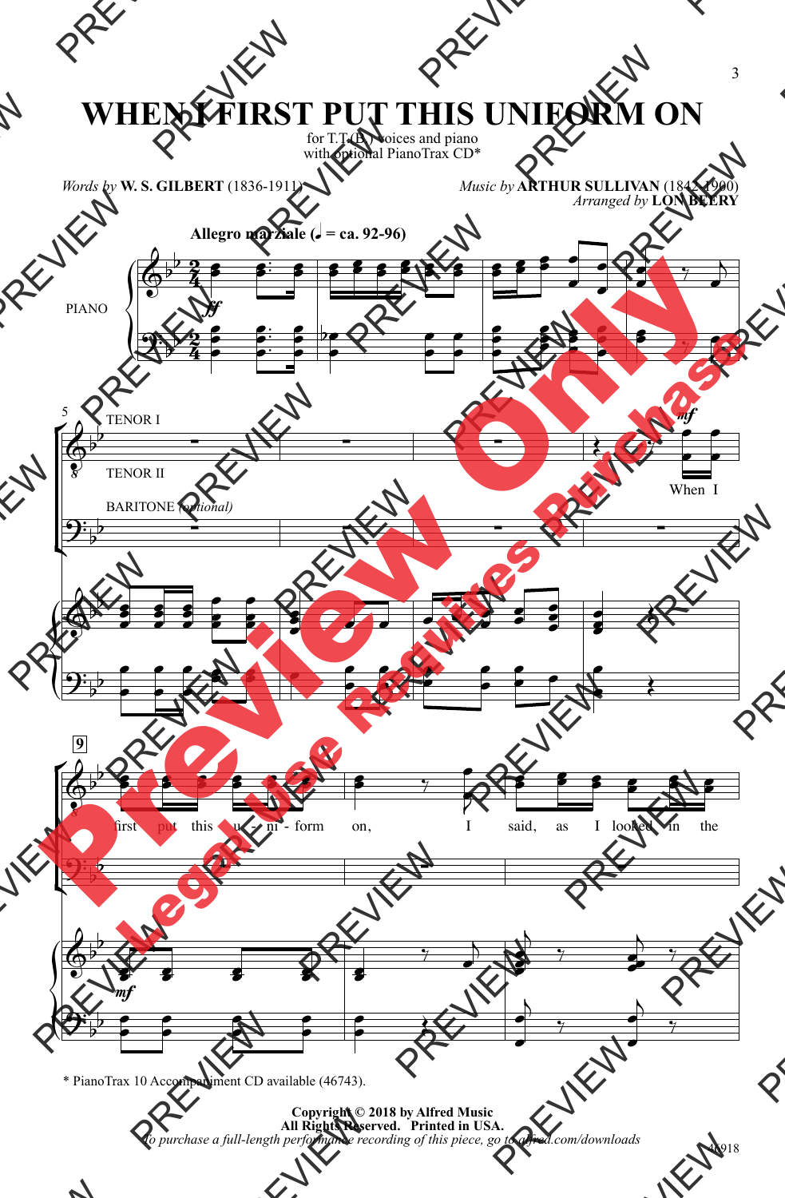# WHEN I FIRST PUT THIS UNIFORM ON

for T.T.(B.) voices and piano
with optional PianoTrax CD*

*Words by* **W. S. GILBERT** (1836-1911)

*Music by* **ARTHUR SULLIVAN** (1842-1900)
*Arranged by* **LON BEERY**

**Allegro marziale** (♩ = ca. 92-96)

PIANO

TENOR I

TENOR II

BARITONE *(optional)*

When I first put this u - ni - form on, I said, as I looked in the

* PianoTrax 10 Accompaniment CD available (46743).

**Copyright © 2018 by Alfred Music**
**All Rights Reserved. Printed in USA.**
*To purchase a full-length performance recording of this piece, go to alfred.com/downloads*

46918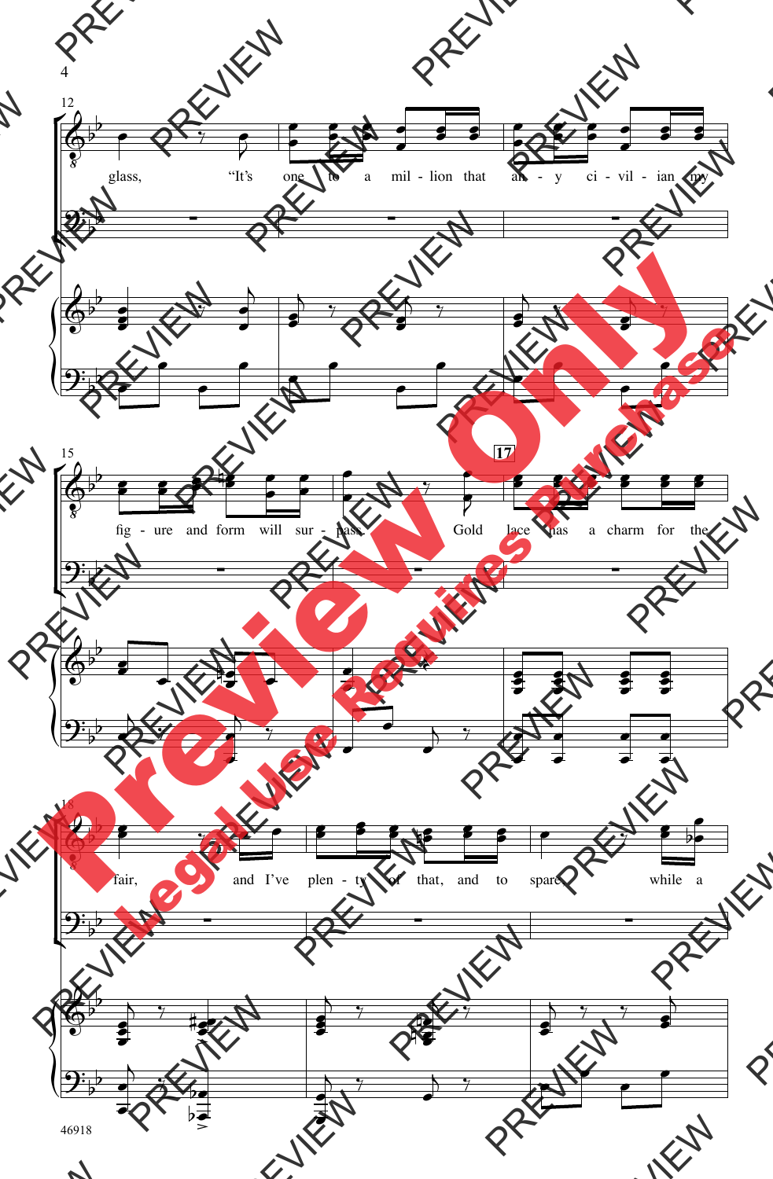glass, "It's one to a mil - lion that an - y ci - vil - ian my

fig - ure and form will sur - pass. Gold lace has a charm for the

fair, and I've plen - ty of that, and to spare, while a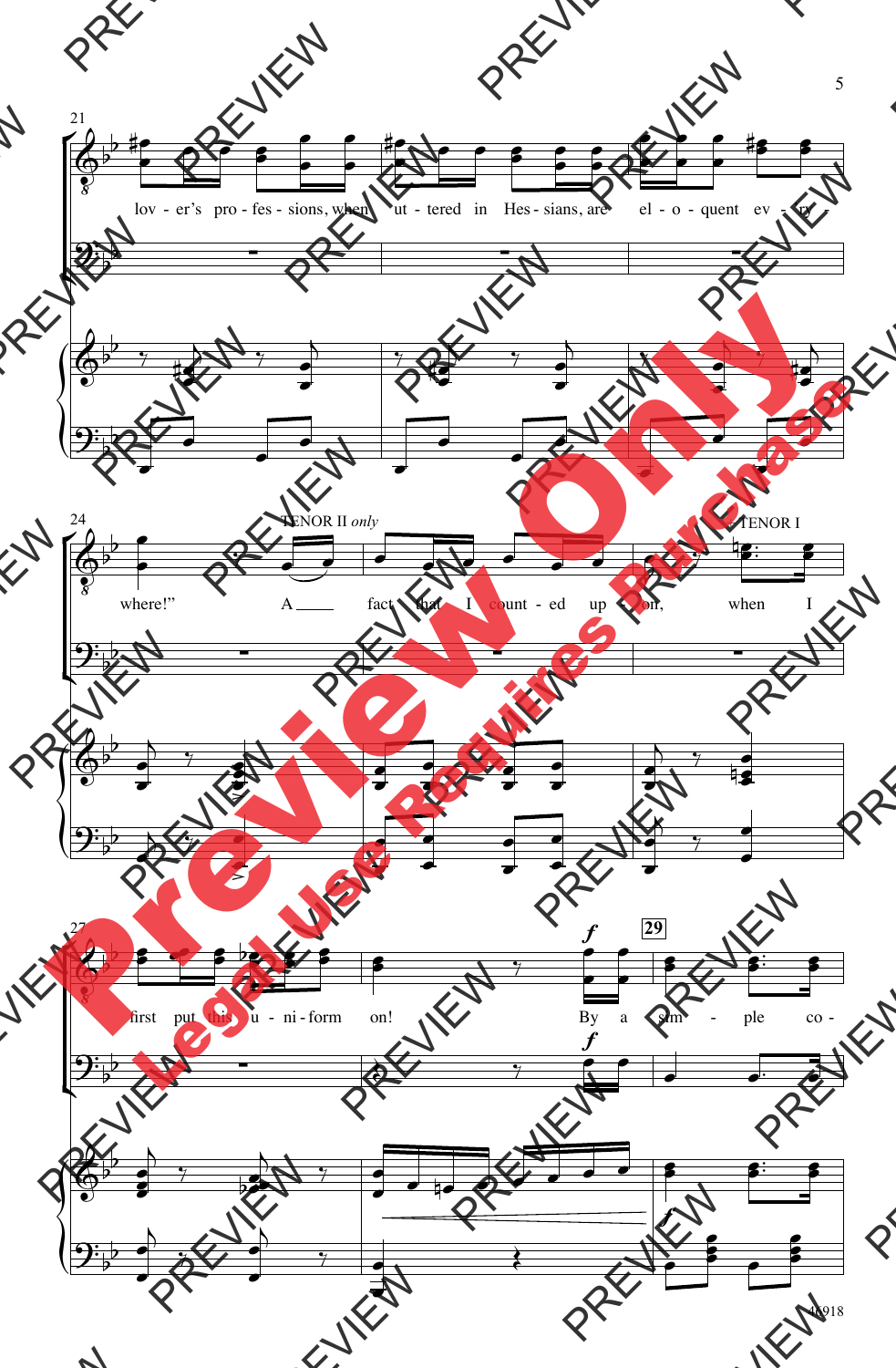lov - er's pro - fes - sions, when ut - tered in Hes - sians, are el - o - quent ev - ry - where!" A fact that I count - ed up - on, when I first put this u - ni - form on! By a sim - ple co -

TENOR II *only*

TENOR I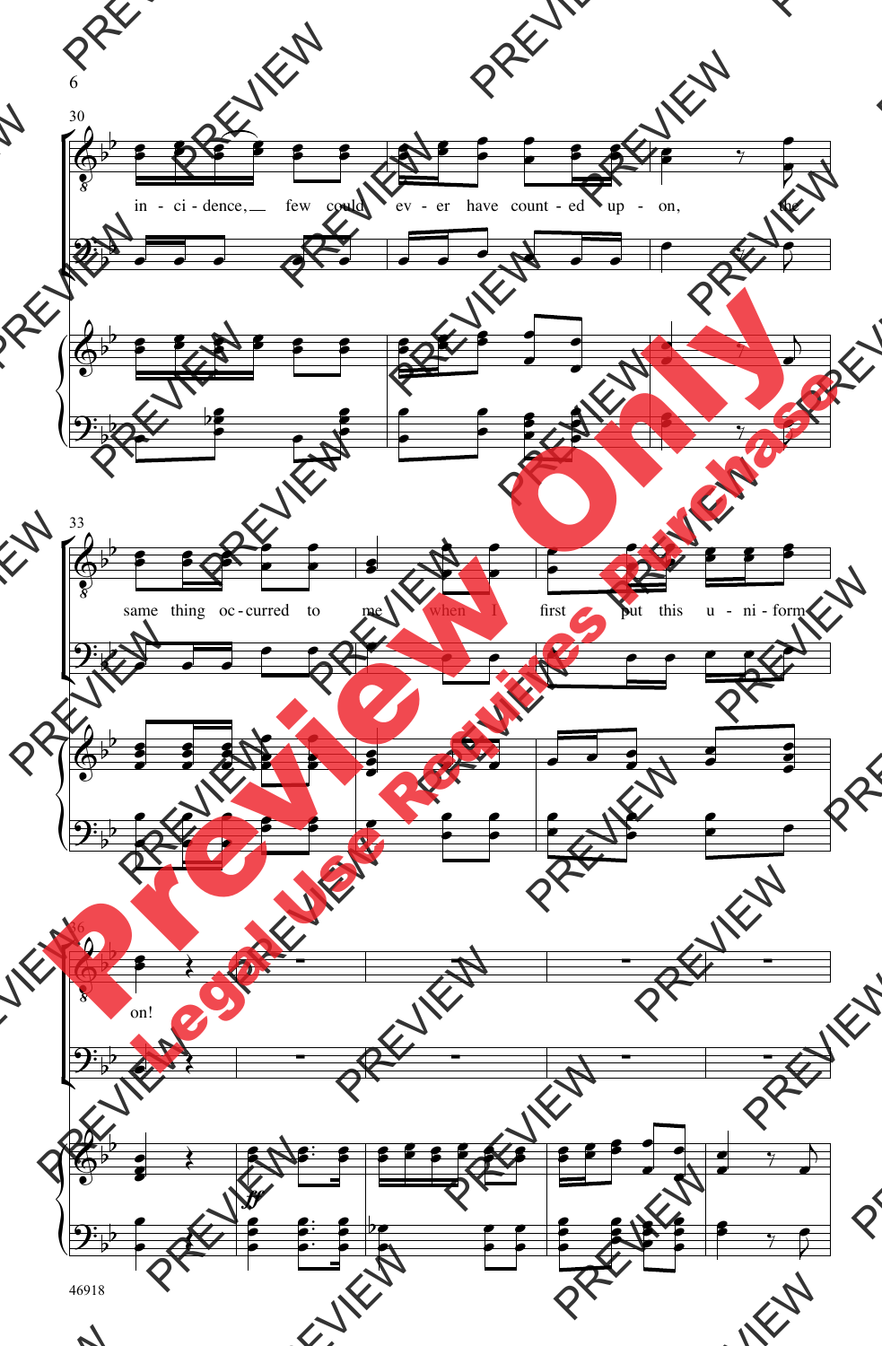in - ci - dence, few could ev - er have count - ed up - on, the

same thing oc - curred to me when I first put this u - ni - form on!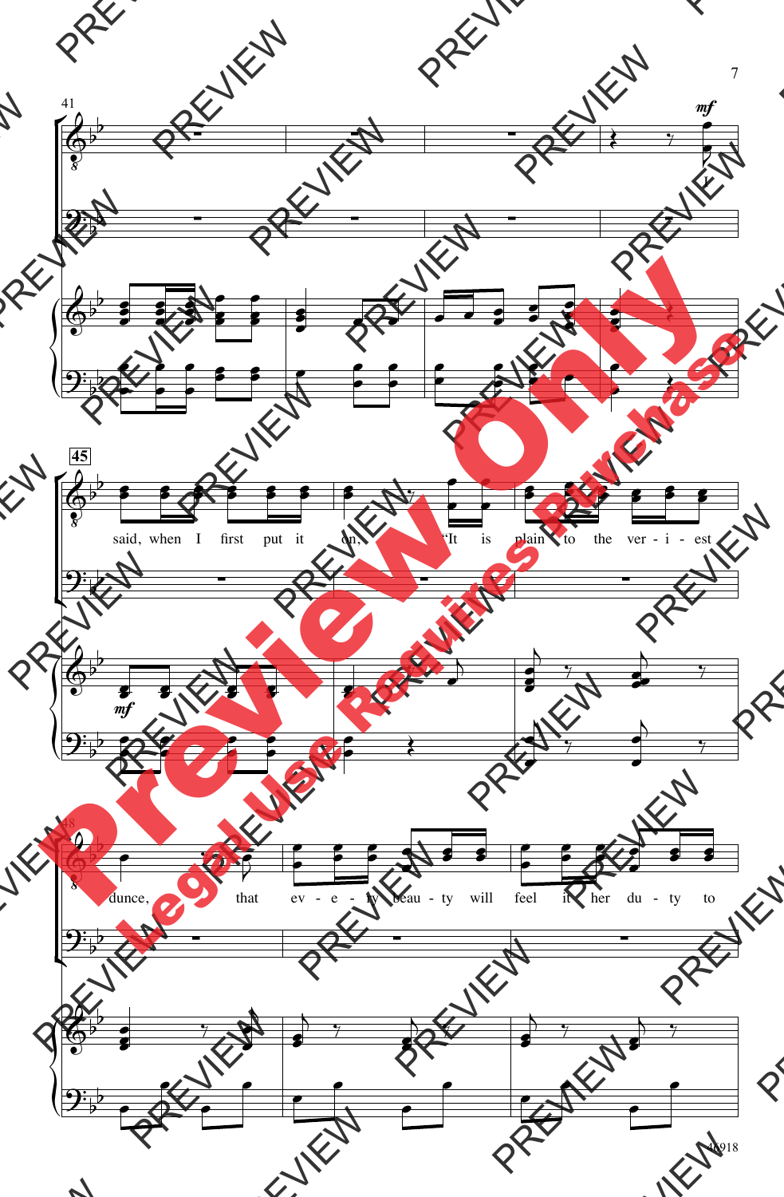said, when I first put it on, "It is plain to the ver - i - est dunce, that ev - e - ry beau - ty will feel it her du - ty to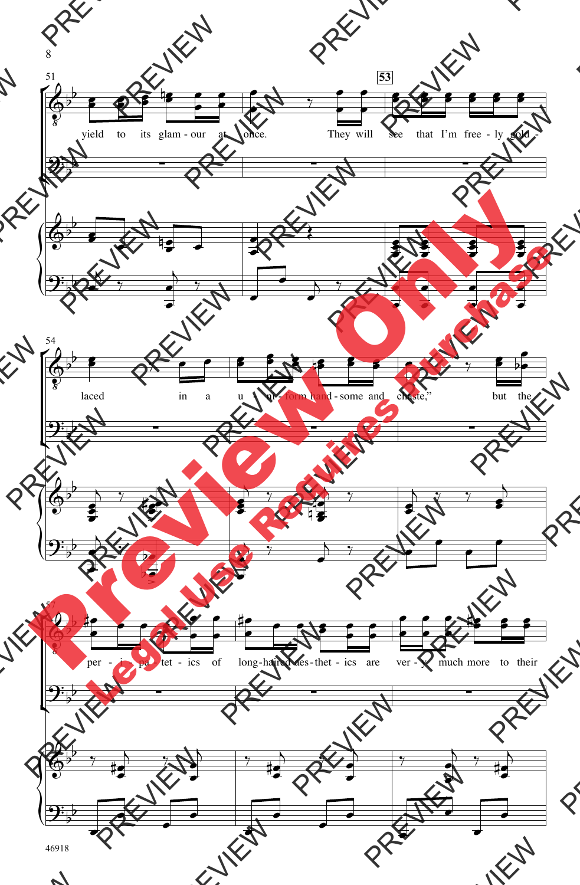yield to its glam - our at once. They will see that I'm free - ly sold - laced in a u - ni - form hand - some and chaste," but the per - i - pa - tet - ics of long - haired aes - thet - ics are ver - y much more to their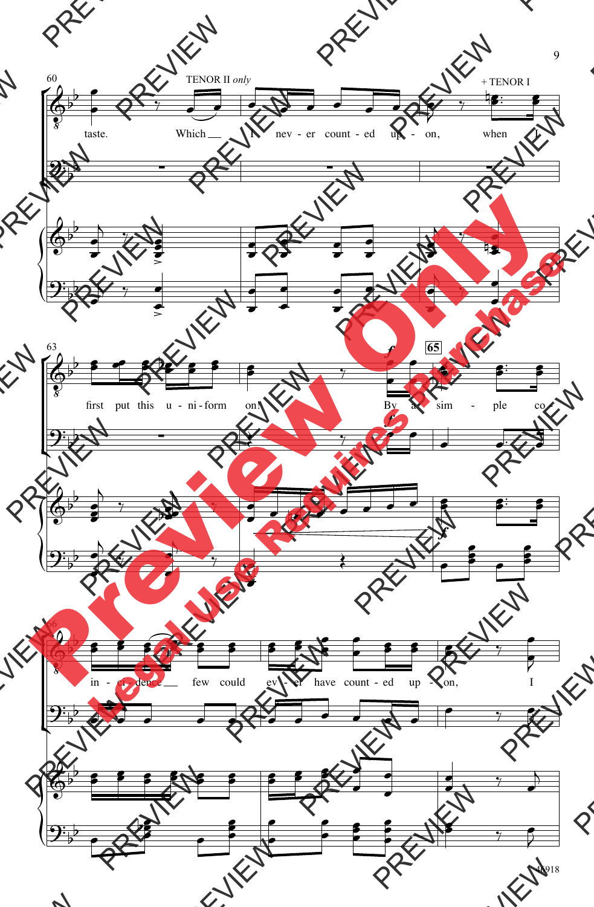60

TENOR II *only*

taste. Which I nev - er count - ed up - on,

+ TENOR I

when I

63

first put this u - ni - form on! By a sim - ple co -

65

66

in - ci - dence few could ev - er have count - ed up - on, I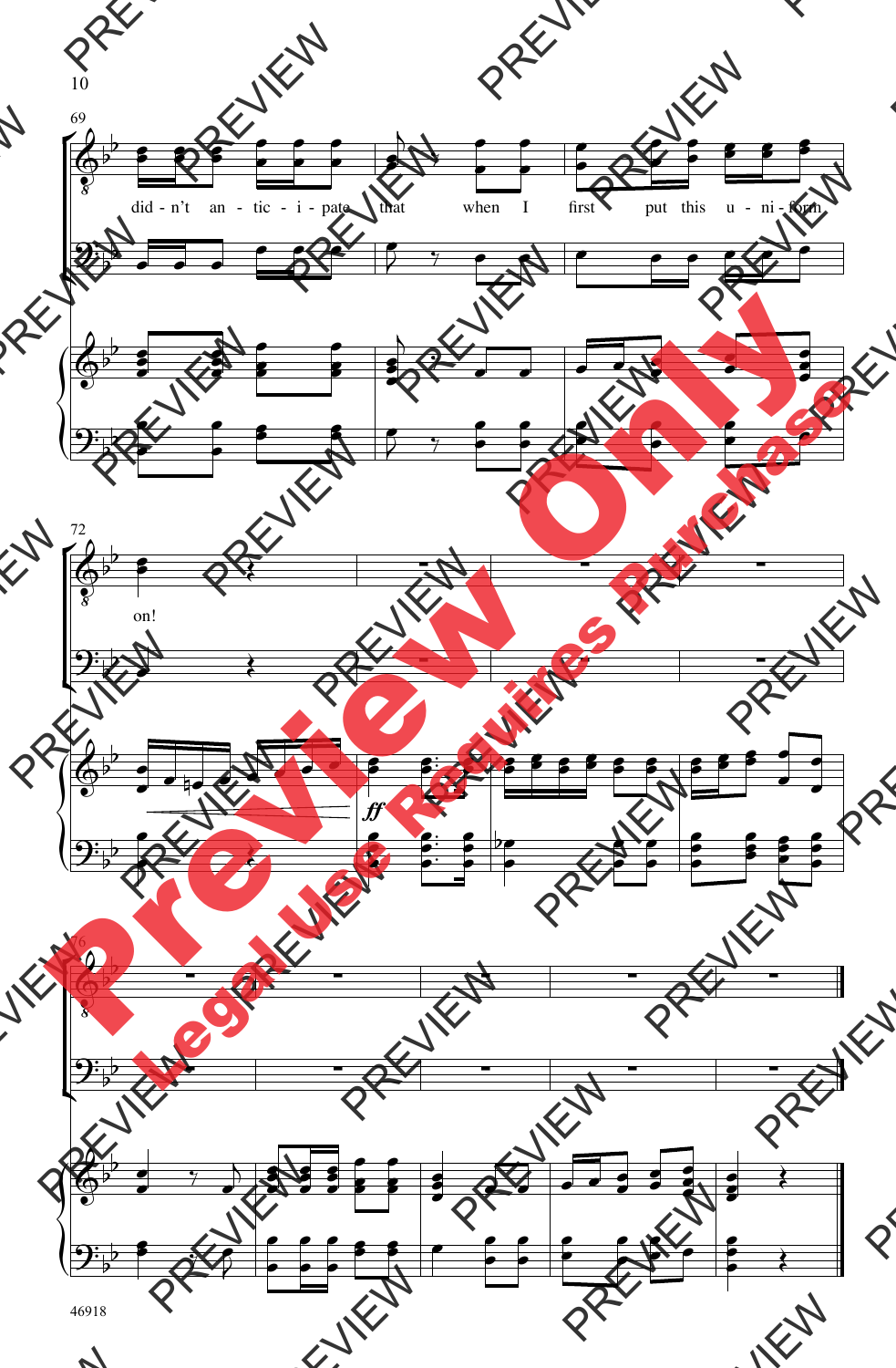did - n't an - tic - i - pate that when I first put this u - ni - form

on!